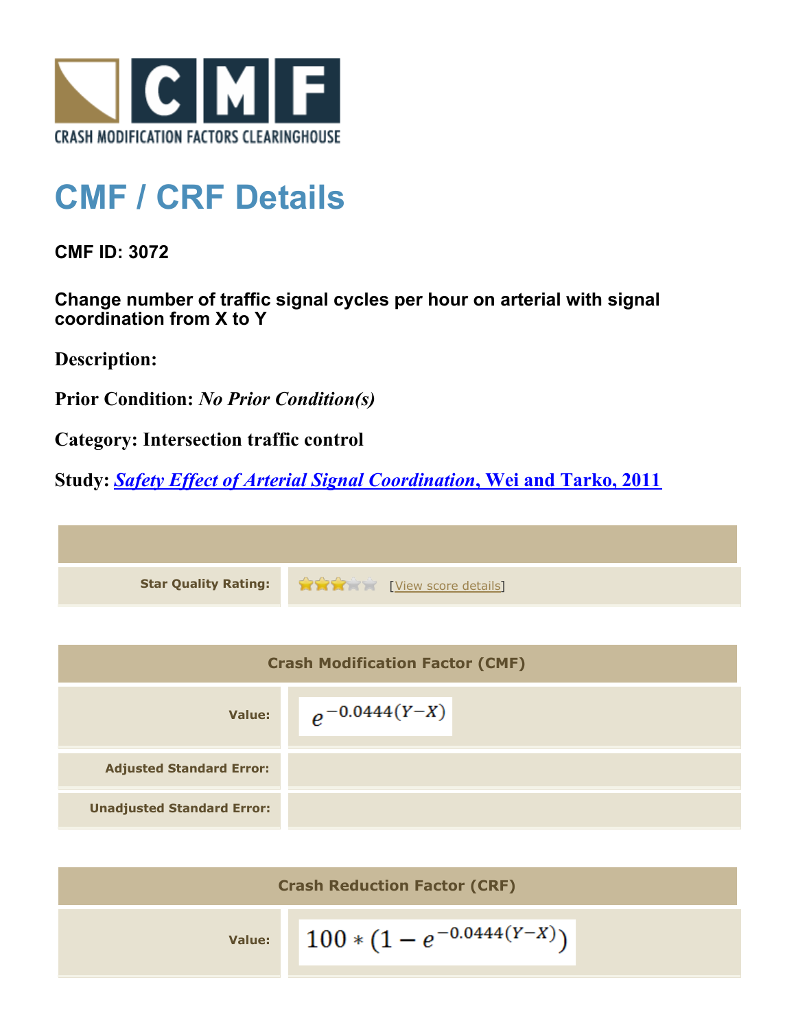CRASH MODIFICATION FACTORS CLEARINGHOUSE

# CMF / CRF Details

**CMF ID: 3072**

**Change number of traffic signal cycles per hour on arterial with signal coordination from X to Y**

**Description:**

**Prior Condition:** *No Prior Condition(s)*

**Category:** Intersection traffic control

**Study:** *Safety Effect of Arterial Signal Coordination*, Wei and Tarko, 2011

| | |
|---|---|
| **Star Quality Rating:** | 3 of 5 stars [View score details] |

| Crash Modification Factor (CMF) | |
|---|---|
| **Value:** | $e^{-0.0444(Y-X)}$ |
| **Adjusted Standard Error:** | |
| **Unadjusted Standard Error:** | |

| Crash Reduction Factor (CRF) | |
|---|---|
| **Value:** | $100 * (1 - e^{-0.0444(Y-X)})$ |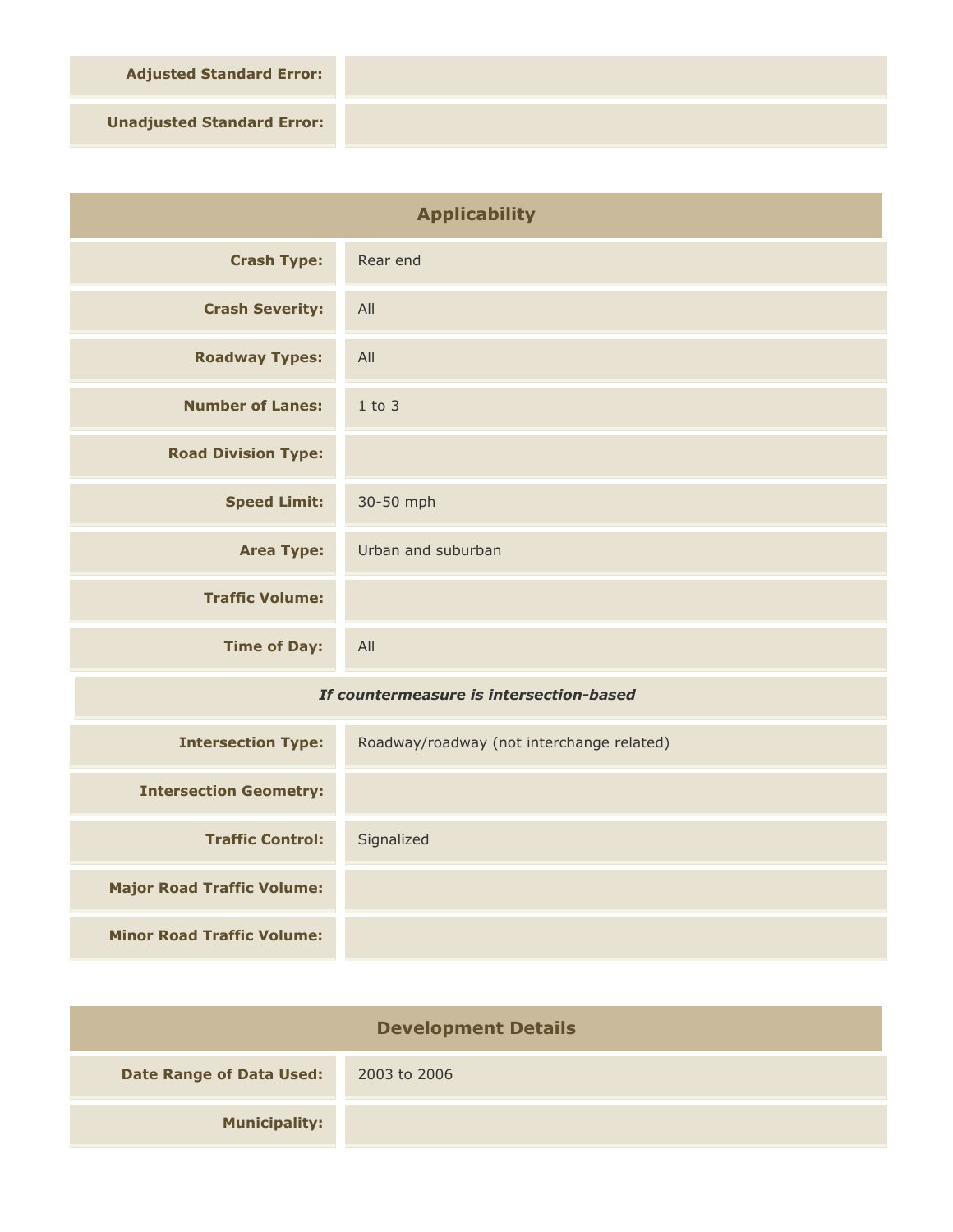| | |
|---|---|
| **Adjusted Standard Error:** | |
| **Unadjusted Standard Error:** | |

## Applicability

| | |
|---|---|
| **Crash Type:** | Rear end |
| **Crash Severity:** | All |
| **Roadway Types:** | All |
| **Number of Lanes:** | 1 to 3 |
| **Road Division Type:** | |
| **Speed Limit:** | 30-50 mph |
| **Area Type:** | Urban and suburban |
| **Traffic Volume:** | |
| **Time of Day:** | All |

***If countermeasure is intersection-based***

| | |
|---|---|
| **Intersection Type:** | Roadway/roadway (not interchange related) |
| **Intersection Geometry:** | |
| **Traffic Control:** | Signalized |
| **Major Road Traffic Volume:** | |
| **Minor Road Traffic Volume:** | |

## Development Details

| | |
|---|---|
| **Date Range of Data Used:** | 2003 to 2006 |
| **Municipality:** | |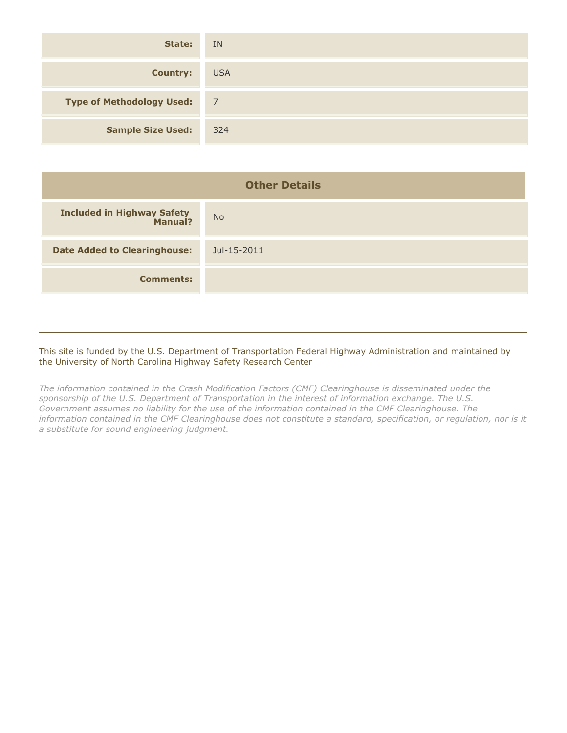| | |
|---|---|
| **State:** | IN |
| **Country:** | USA |
| **Type of Methodology Used:** | 7 |
| **Sample Size Used:** | 324 |

## Other Details

| | |
|---|---|
| **Included in Highway Safety Manual?** | No |
| **Date Added to Clearinghouse:** | Jul-15-2011 |
| **Comments:** | |

---

This site is funded by the U.S. Department of Transportation Federal Highway Administration and maintained by the University of North Carolina Highway Safety Research Center

*The information contained in the Crash Modification Factors (CMF) Clearinghouse is disseminated under the sponsorship of the U.S. Department of Transportation in the interest of information exchange. The U.S. Government assumes no liability for the use of the information contained in the CMF Clearinghouse. The information contained in the CMF Clearinghouse does not constitute a standard, specification, or regulation, nor is it a substitute for sound engineering judgment.*